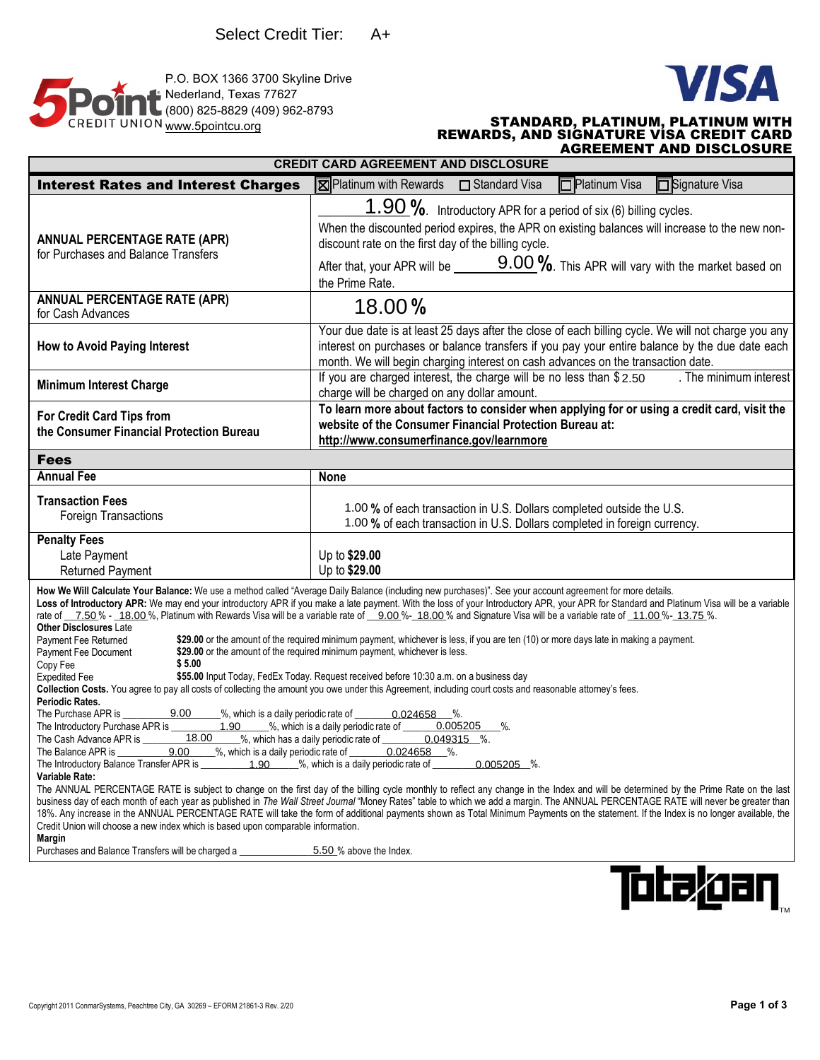Select Credit Tier: A+

5Point CREDIT UNION

P.O. BOX 1366 3700 Skyline Drive
Nederland, Texas 77627
(800) 825-8829 (409) 962-8793
www.5pointcu.org

VISA

# STANDARD, PLATINUM, PLATINUM WITH REWARDS, AND SIGNATURE VISA CREDIT CARD AGREEMENT AND DISCLOSURE

## CREDIT CARD AGREEMENT AND DISCLOSURE

| **Interest Rates and Interest Charges** | ☒ Platinum with Rewards ☐ Standard Visa ☐ Platinum Visa ☐ Signature Visa |
|---|---|
| **ANNUAL PERCENTAGE RATE (APR)** for Purchases and Balance Transfers | **1.90 %**. Introductory APR for a period of six (6) billing cycles.<br>When the discounted period expires, the APR on existing balances will increase to the new non-discount rate on the first day of the billing cycle.<br>After that, your APR will be **9.00 %**. This APR will vary with the market based on the Prime Rate. |
| **ANNUAL PERCENTAGE RATE (APR)** for Cash Advances | 18.00 % |
| **How to Avoid Paying Interest** | Your due date is at least 25 days after the close of each billing cycle. We will not charge you any interest on purchases or balance transfers if you pay your entire balance by the due date each month. We will begin charging interest on cash advances on the transaction date. |
| **Minimum Interest Charge** | If you are charged interest, the charge will be no less than $ 2.50 . The minimum interest charge will be charged on any dollar amount. |
| **For Credit Card Tips from the Consumer Financial Protection Bureau** | **To learn more about factors to consider when applying for or using a credit card, visit the website of the Consumer Financial Protection Bureau at: http://www.consumerfinance.gov/learnmore** |
| **Fees** | |
| **Annual Fee** | **None** |
| **Transaction Fees**<br>Foreign Transactions | 1.00 **%** of each transaction in U.S. Dollars completed outside the U.S.<br>1.00 **%** of each transaction in U.S. Dollars completed in foreign currency. |
| **Penalty Fees**<br>Late Payment<br>Returned Payment | <br>Up to **$29.00**<br>Up to **$29.00** |

**How We Will Calculate Your Balance:** We use a method called "Average Daily Balance (including new purchases)". See your account agreement for more details.

**Loss of Introductory APR:** We may end your introductory APR if you make a late payment. With the loss of your Introductory APR, your APR for Standard and Platinum Visa will be a variable rate of 7.50 % - 18.00 %, Platinum with Rewards Visa will be a variable rate of 9.00 %- 18.00 % and Signature Visa will be a variable rate of 11.00 %- 13.75 %.

**Other Disclosures**

Late Payment Fee: **$29.00** or the amount of the required minimum payment, whichever is less, if you are ten (10) or more days late in making a payment.

Returned Payment Fee: **$29.00** or the amount of the required minimum payment, whichever is less.

Document Copy Fee: **$ 5.00**

Expedited Fee: **$55.00** Input Today, FedEx Today. Request received before 10:30 a.m. on a business day

**Collection Costs.** You agree to pay all costs of collecting the amount you owe under this Agreement, including court costs and reasonable attorney's fees.

**Periodic Rates.**

The Purchase APR is 9.00 %, which is a daily periodic rate of 0.024658 %.
The Introductory Purchase APR is 1.90 %, which is a daily periodic rate of 0.005205 %.
The Cash Advance APR is 18.00 %, which has a daily periodic rate of 0.049315 %.
The Balance APR is 9.00 %, which is a daily periodic rate of 0.024658 %.
The Introductory Balance Transfer APR is 1.90 %, which is a daily periodic rate of 0.005205 %.

**Variable Rate:**

The ANNUAL PERCENTAGE RATE is subject to change on the first day of the billing cycle monthly to reflect any change in the Index and will be determined by the Prime Rate on the last business day of each month of each year as published in *The Wall Street Journal* "Money Rates" table to which we add a margin. The ANNUAL PERCENTAGE RATE will never be greater than 18%. Any increase in the ANNUAL PERCENTAGE RATE will take the form of additional payments shown as Total Minimum Payments on the statement. If the Index is no longer available, the Credit Union will choose a new index which is based upon comparable information.

**Margin**

Purchases and Balance Transfers will be charged a 5.50 % above the Index.

Totaloan™

Copyright 2011 ConmarSystems, Peachtree City, GA 30269 – EFORM 21861-3 Rev. 2/20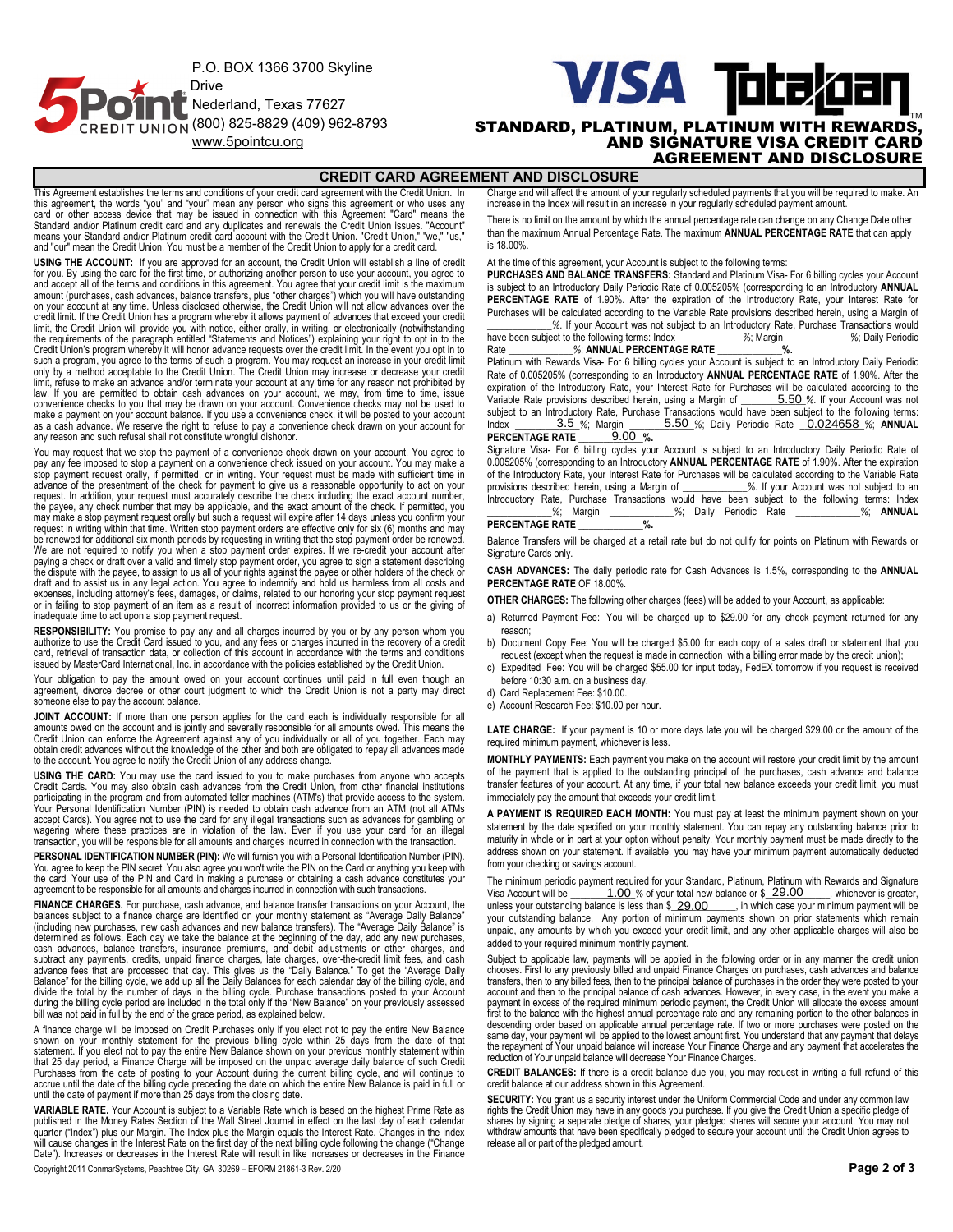P.O. BOX 1366 3700 Skyline Drive
Nederland, Texas 77627
(800) 825-8829 (409) 962-8793
www.5pointcu.org

# STANDARD, PLATINUM, PLATINUM WITH REWARDS, AND SIGNATURE VISA CREDIT CARD AGREEMENT AND DISCLOSURE

## CREDIT CARD AGREEMENT AND DISCLOSURE

This Agreement establishes the terms and conditions of your credit card agreement with the Credit Union. In this agreement, the words "you" and "your" mean any person who signs this agreement or who uses any card or other access device that may be issued in connection with this Agreement "Card" means the Standard and/or Platinum credit card and any duplicates and renewals the Credit Union issues. "Account" means your Standard and/or Platinum credit card account with the Credit Union. "Credit Union," "we," "us," and "our" mean the Credit Union. You must be a member of the Credit Union to apply for a credit card.

**USING THE ACCOUNT:** If you are approved for an account, the Credit Union will establish a line of credit for you. By using the card for the first time, or authorizing another person to use your account, you agree to and accept all of the terms and conditions in this agreement. You agree that your credit limit is the maximum amount (purchases, cash advances, balance transfers, plus "other charges") which you will have outstanding on your account at any time. Unless disclosed otherwise, the Credit Union will not allow advances over the credit limit. If the Credit Union has a program whereby it allows payment of advances that exceed your credit limit, the Credit Union will provide you with notice, either orally, in writing, or electronically (notwithstanding the requirements of the paragraph entitled "Statements and Notices") explaining your right to opt in to the Credit Union's program whereby it will honor advance requests over the credit limit. In the event you opt in to such a program, you agree to the terms of such a program. You may request an increase in your credit limit only by a method acceptable to the Credit Union. The Credit Union may increase or decrease your credit limit, refuse to make an advance and/or terminate your account at any time for any reason not prohibited by law. If you are permitted to obtain cash advances on your account, we may, from time to time, issue convenience checks to you that may be drawn on your account. Convenience checks may not be used to make a payment on your account balance. If you use a convenience check, it will be posted to your account as a cash advance. We reserve the right to refuse to pay a convenience check drawn on your account for any reason and such refusal shall not constitute wrongful dishonor.

You may request that we stop the payment of a convenience check drawn on your account. You agree to pay any fee imposed to stop a payment on a convenience check issued on your account. You may make a stop payment request orally, if permitted, or in writing. Your request must be made with sufficient time in advance of the presentment of the check for payment to give us a reasonable opportunity to act on your request. In addition, your stop payment request must accurately describe the check including the exact account number, the payee, any check number that may be applicable, and the exact amount of the check. If permitted, you may make a stop payment request orally but such a request will expire after 14 days unless you confirm your request in writing within that time. Written stop payment orders are effective only for six (6) months and may be renewed for additional six month periods by requesting in writing that the stop payment order be renewed. We are not required to notify you when a stop payment order expires. If we re-credit your account after paying a check or draft over a valid and timely stop payment order, you agree to sign a statement describing the dispute with the payee, to assign to us all of your rights against the payee or other holders of the check or draft and to assist us in any legal action. You agree to indemnify and hold us harmless from all costs and expenses, including attorney's fees, damages, or claims, related to our honoring your stop payment request or in failing to stop payment of an item as a result of incorrect information provided to us or the giving of inadequate time to act upon a stop payment request.

**RESPONSIBILITY:** You promise to pay any and all charges incurred by you or by any person whom you authorize to use the Credit Card issued to you, and any fees or charges incurred in the recovery of a credit card, retrieval of transaction data, or collection of this account in accordance with the terms and conditions issued by MasterCard International, Inc. in accordance with the policies established by the Credit Union.

Your obligation to pay the amount owed on your account continues until paid in full even though an agreement, divorce decree or other court judgment to which the Credit Union is not a party may direct someone else to pay the account balance.

**JOINT ACCOUNT:** If more than one person applies for the card each is individually responsible for all amounts owed on the account and is jointly and severally responsible for all amounts owed. This means the Credit Union can enforce the Agreement against any of you individually or all of you together. Each may obtain credit advances without the knowledge of the other and both are obligated to repay all advances made to the account. You agree to notify the Credit Union of any address change.

**USING THE CARD:** You may use the card issued to you to make purchases from anyone who accepts Credit Cards. You may also obtain cash advances from the Credit Union, from other financial institutions participating in the program and from automated teller machines (ATM's) that provide access to the system. Your Personal Identification Number (PIN) is needed to obtain cash advance from an ATM (not all ATMs accept Cards). You agree not to use the card for any illegal transactions such as advances for gambling or wagering where these practices are in violation of the law. Even if you use your card for an illegal transaction, you will be responsible for all amounts and charges incurred in connection with the transaction.

**PERSONAL IDENTIFICATION NUMBER (PIN):** We will furnish you with a Personal Identification Number (PIN). You agree to keep the PIN secret. You also agree you won't write the PIN on the Card or anything you keep with the card. Your use of the PIN and Card in making a purchase or obtaining a cash advance constitutes your agreement to be responsible for all amounts and charges incurred in connection with such transactions.

**FINANCE CHARGES.** For purchase, cash advance, and balance transfer transactions on your Account, the balances subject to a finance charge are identified on your monthly statement as "Average Daily Balance" (including new purchases, new cash advances and new balance transfers). The "Average Daily Balance" is determined as follows. Each day we take the balance at the beginning of the day, add any new purchases, cash advances, balance transfers, insurance premiums, and debit adjustments or other charges, and subtract any payments, credits, unpaid finance charges, late charges, over-the-credit limit fees, and cash advance fees that are processed that day. This gives us the "Daily Balance." To get the "Average Daily Balance" for the billing cycle, we add up all the Daily Balances for each calendar day of the billing cycle, and divide the total by the number of days in the billing cycle. Purchase transactions posted to your Account during the billing cycle period are included in the total only if the "New Balance" on your previously assessed bill was not paid in full by the end of the grace period, as explained below.

A finance charge will be imposed on Credit Purchases only if you elect not to pay the entire New Balance shown on your monthly statement for the previous billing cycle within 25 days from the date of that statement. If you elect not to pay the entire New Balance shown on your previous monthly statement within that 25 day period, a Finance Charge will be imposed on the unpaid average daily balance of such Credit Purchases from the date of posting to your Account during the current billing cycle, and will continue to accrue until the date of the billing cycle preceding the date on which the entire New Balance is paid in full or until the date of payment if more than 25 days from the closing date.

**VARIABLE RATE.** Your Account is subject to a Variable Rate which is based on the highest Prime Rate as published in the Money Rates Section of the Wall Street Journal in effect on the last day of each calendar quarter ("Index") plus our Margin. The Index plus the Margin equals the Interest Rate. Changes in the Index will cause changes in the Interest Rate on the first day of the next billing cycle following the change ("Change Date"). Increases or decreases in the Interest Rate will result in like increases or decreases in the Finance Charge and will affect the amount of your regularly scheduled payments that you will be required to make. An increase in the Index will result in an increase in your regularly scheduled payment amount.

There is no limit on the amount by which the annual percentage rate can change on any Change Date other than the maximum Annual Percentage Rate. The maximum **ANNUAL PERCENTAGE RATE** that can apply is 18.00%.

At the time of this agreement, your Account is subject to the following terms:

**PURCHASES AND BALANCE TRANSFERS:** Standard and Platinum Visa- For 6 billing cycles your Account is subject to an Introductory Daily Periodic Rate of 0.005205% (corresponding to an Introductory **ANNUAL PERCENTAGE RATE** of 1.90%. After the expiration of the Introductory Rate, your Interest Rate for Purchases will be calculated according to the Variable Rate provisions described herein, using a Margin of ____________%. If your Account was not subject to an Introductory Rate, Purchase Transactions would have been subject to the following terms: Index ____________%; Margin ____________%; Daily Periodic Rate ____________%; **ANNUAL PERCENTAGE RATE ____________%.**

Platinum with Rewards Visa- For 6 billing cycles your Account is subject to an Introductory Daily Periodic Rate of 0.005205% (corresponding to an Introductory **ANNUAL PERCENTAGE RATE** of 1.90%. After the expiration of the Introductory Rate, your Interest Rate for Purchases will be calculated according to the Variable Rate provisions described herein, using a Margin of 5.50 %. If your Account was not subject to an Introductory Rate, Purchase Transactions would have been subject to the following terms: Index 3.5 %; Margin 5.50 %; Daily Periodic Rate 0.024658 %; **ANNUAL PERCENTAGE RATE** 9.00 **%.**

Signature Visa- For 6 billing cycles your Account is subject to an Introductory Daily Periodic Rate of 0.005205% (corresponding to an Introductory **ANNUAL PERCENTAGE RATE** of 1.90%. After the expiration of the Introductory Rate, your Interest Rate for Purchases will be calculated according to the Variable Rate provisions described herein, using a Margin of ____________%. If your Account was not subject to an Introductory Rate, Purchase Transactions would have been subject to the following terms: Index ____________%; Margin ____________%; Daily Periodic Rate ____________%; **ANNUAL PERCENTAGE RATE ____________%.**

Balance Transfers will be charged at a retail rate but do not qulify for points on Platinum with Rewards or Signature Cards only.

**CASH ADVANCES:** The daily periodic rate for Cash Advances is 1.5%, corresponding to the **ANNUAL PERCENTAGE RATE** OF 18.00%.

**OTHER CHARGES:** The following other charges (fees) will be added to your Account, as applicable:

a) Returned Payment Fee: You will be charged up to $29.00 for any check payment returned for any reason;
b) Document Copy Fee: You will be charged $5.00 for each copy of a sales draft or statement that you request (except when the request is made in connection with a billing error made by the credit union);
c) Expedited Fee: You will be charged $55.00 for input today, FedEX tomorrow if you request is received before 10:30 a.m. on a business day.
d) Card Replacement Fee: $10.00.
e) Account Research Fee: $10.00 per hour.

**LATE CHARGE:** If your payment is 10 or more days late you will be charged $29.00 or the amount of the required minimum payment, whichever is less.

**MONTHLY PAYMENTS:** Each payment you make on the account will restore your credit limit by the amount of the payment that is applied to the outstanding principal of the purchases, cash advance and balance transfer features of your account. At any time, if your total new balance exceeds your credit limit, you must immediately pay the amount that exceeds your credit limit.

**A PAYMENT IS REQUIRED EACH MONTH:** You must pay at least the minimum payment shown on your statement by the date specified on your monthly statement. You can repay any outstanding balance prior to maturity in whole or in part at your option without penalty. Your monthly payment must be made directly to the address shown on your statement. If available, you may have your minimum payment automatically deducted from your checking or savings account.

The minimum periodic payment required for your Standard, Platinum, Platinum with Rewards and Signature Visa Account will be 1.00 % of your total new balance or $ 29.00 , whichever is greater, unless your outstanding balance is less than $ 29.00 , in which case your minimum payment will be your outstanding balance. Any portion of minimum payments shown on prior statements which remain unpaid, any amounts by which you exceed your credit limit, and any other applicable charges will also be added to your required minimum monthly payment.

Subject to applicable law, payments will be applied in the following order or in any manner the credit union chooses. First to any previously billed and unpaid Finance Charges on purchases, cash advances and balance transfers, then to any billed fees, then to the principal balance of purchases in the order they were posted to your account and then to the principal balance of cash advances. However, in every case, in the event you make a payment in excess of the required minimum periodic payment, the Credit Union will allocate the excess amount first to the balance with the highest annual percentage rate and any remaining portion to the other balances in descending order based on applicable annual percentage rate. If two or more purchases were posted on the same day, your payment will be applied to the lowest amount first. You understand that any payment that delays the repayment of Your unpaid balance will increase Your Finance Charge and any payment that accelerates the reduction of Your unpaid balance will decrease Your Finance Charges.

**CREDIT BALANCES:** If there is a credit balance due you, you may request in writing a full refund of this credit balance at our address shown in this Agreement.

**SECURITY:** You grant us a security interest under the Uniform Commercial Code and under any common law rights the Credit Union may have in any goods you purchase. If you give the Credit Union a specific pledge of shares by signing a separate pledge of shares, your pledged shares will secure your account. You may not withdraw amounts that have been specifically pledged to secure your account until the Credit Union agrees to release all or part of the pledged amount.

Copyright 2011 ConmarSystems, Peachtree City, GA 30269 – EFORM 21861-3 Rev. 2/20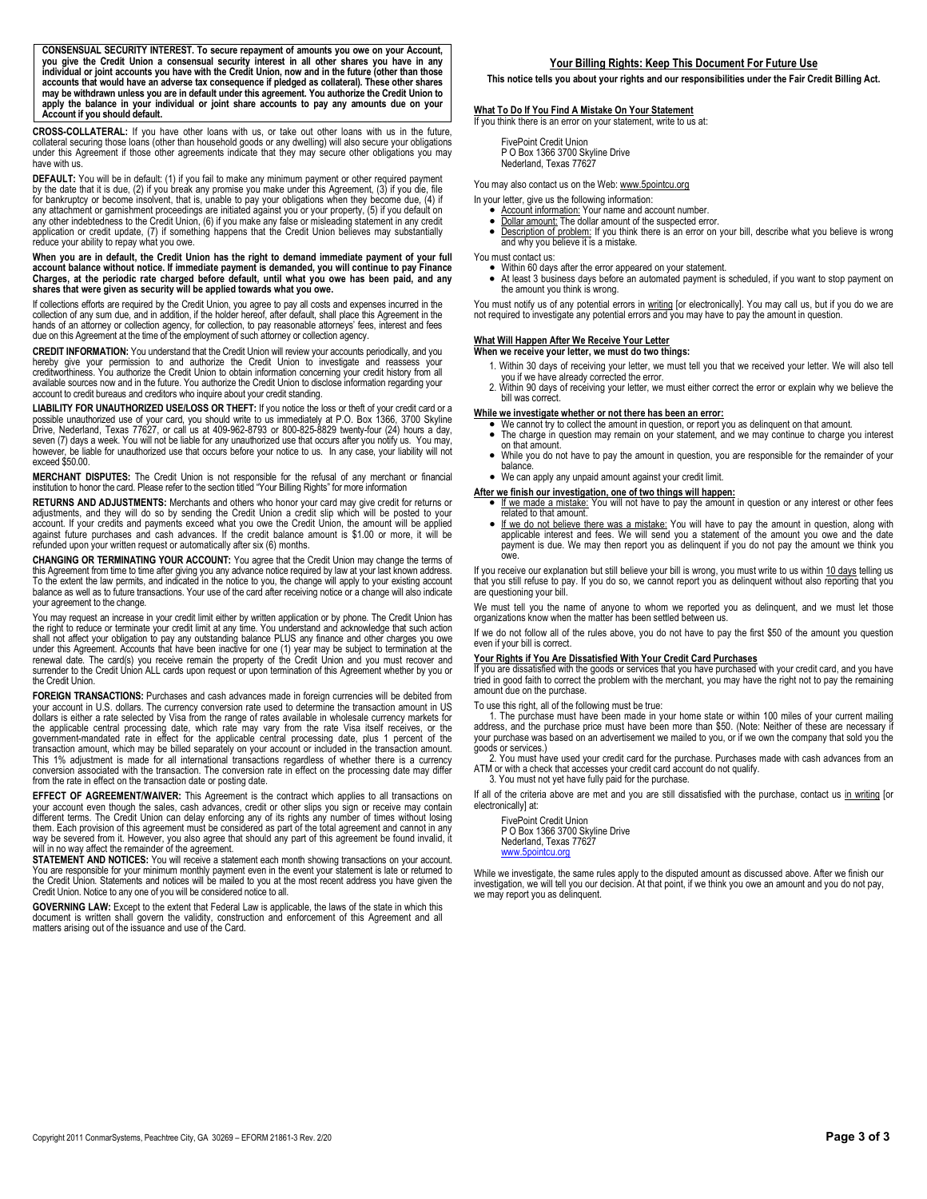**CONSENSUAL SECURITY INTEREST. To secure repayment of amounts you owe on your Account, you give the Credit Union a consensual security interest in all other shares you have in any individual or joint accounts you have with the Credit Union, now and in the future (other than those accounts that would have an adverse tax consequence if pledged as collateral). These other shares may be withdrawn unless you are in default under this agreement. You authorize the Credit Union to apply the balance in your individual or joint share accounts to pay any amounts due on your Account if you should default.**

**CROSS-COLLATERAL:** If you have other loans with us, or take out other loans with us in the future, collateral securing those loans (other than household goods or any dwelling) will also secure your obligations under this Agreement if those other agreements indicate that they may secure other obligations you may have with us.

**DEFAULT:** You will be in default: (1) if you fail to make any minimum payment or other required payment by the date that it is due, (2) if you break any promise you make under this Agreement, (3) if you die, file for bankruptcy or become insolvent, that is, unable to pay your obligations when they become due, (4) if any attachment or garnishment proceedings are initiated against you or your property, (5) if you default on any other indebtedness to the Credit Union, (6) if you make any false or misleading statement in any credit application or credit update, (7) if something happens that the Credit Union believes may substantially reduce your ability to repay what you owe.

**When you are in default, the Credit Union has the right to demand immediate payment of your full account balance without notice. If immediate payment is demanded, you will continue to pay Finance Charges, at the periodic rate charged before default, until what you owe has been paid, and any shares that were given as security will be applied towards what you owe.**

If collections efforts are required by the Credit Union, you agree to pay all costs and expenses incurred in the collection of any sum due, and in addition, if the holder hereof, after default, shall place this Agreement in the hands of an attorney or collection agency, for collection, to pay reasonable attorneys' fees, interest and fees due on this Agreement at the time of the employment of such attorney or collection agency.

**CREDIT INFORMATION:** You understand that the Credit Union will review your accounts periodically, and you hereby give your permission to and authorize the Credit Union to investigate and reassess your creditworthiness. You authorize the Credit Union to obtain information concerning your credit history from all available sources now and in the future. You authorize the Credit Union to disclose information regarding your account to credit bureaus and creditors who inquire about your credit standing.

**LIABILITY FOR UNAUTHORIZED USE/LOSS OR THEFT:** If you notice the loss or theft of your credit card or a possible unauthorized use of your card, you should write to us immediately at P.O. Box 1366, 3700 Skyline Drive, Nederland, Texas 77627, or call us at 409-962-8793 or 800-825-8829 twenty-four (24) hours a day, seven (7) days a week. You will not be liable for any unauthorized use that occurs after you notify us. You may, however, be liable for unauthorized use that occurs before your notice to us. In any case, your liability will not exceed $50.00.

**MERCHANT DISPUTES:** The Credit Union is not responsible for the refusal of any merchant or financial institution to honor the card. Please refer to the section titled "Your Billing Rights" for more information

**RETURNS AND ADJUSTMENTS:** Merchants and others who honor your card may give credit for returns or adjustments, and they will do so by sending the Credit Union a credit slip which will be posted to your account. If your credits and payments exceed what you owe the Credit Union, the amount will be applied against future purchases and cash advances. If the credit balance amount is $1.00 or more, it will be refunded upon your written request or automatically after six (6) months.

**CHANGING OR TERMINATING YOUR ACCOUNT:** You agree that the Credit Union may change the terms of this Agreement from time to time after giving you any advance notice required by law at your last known address. To the extent the law permits, and indicated in the notice to you, the change will apply to your existing account balance as well as to future transactions. Your use of the card after receiving notice or a change will also indicate your agreement to the change.

You may request an increase in your credit limit either by written application or by phone. The Credit Union has the right to reduce or terminate your credit limit at any time. You understand and acknowledge that such action shall not affect your obligation to pay any outstanding balance PLUS any finance and other charges you owe under this Agreement. Accounts that have been inactive for one (1) year may be subject to termination at the renewal date. The card(s) you receive remain the property of the Credit Union and you must recover and surrender to the Credit Union ALL cards upon request or upon termination of this Agreement whether by you or the Credit Union.

**FOREIGN TRANSACTIONS:** Purchases and cash advances made in foreign currencies will be debited from your account in U.S. dollars. The currency conversion rate used to determine the transaction amount in US dollars is either a rate selected by Visa from the range of rates available in wholesale currency markets for the applicable central processing date, which rate may vary from the rate Visa itself receives, or the government-mandated rate in effect for the applicable central processing date, plus 1 percent of the transaction amount, which may be billed separately on your account or included in the transaction amount. This 1% adjustment is made for all international transactions regardless of whether there is a currency conversion associated with the transaction. The conversion rate in effect on the processing date may differ from the rate in effect on the transaction date or posting date.

**EFFECT OF AGREEMENT/WAIVER:** This Agreement is the contract which applies to all transactions on your account even though the sales, cash advances, credit or other slips you sign or receive may contain different terms. The Credit Union can delay enforcing any of its rights any number of times without losing them. Each provision of this agreement must be considered as part of the total agreement and cannot in any way be severed from it. However, you also agree that should any part of this agreement be found invalid, it will in no way affect the remainder of the agreement.

**STATEMENT AND NOTICES:** You will receive a statement each month showing transactions on your account. You are responsible for your minimum monthly payment even in the event your statement is late or returned to the Credit Union. Statements and notices will be mailed to you at the most recent address you have given the Credit Union. Notice to any one of you will be considered notice to all.

**GOVERNING LAW:** Except to the extent that Federal Law is applicable, the laws of the state in which this document is written shall govern the validity, construction and enforcement of this Agreement and all matters arising out of the issuance and use of the Card.

## Your Billing Rights: Keep This Document For Future Use

**This notice tells you about your rights and our responsibilities under the Fair Credit Billing Act.**

### What To Do If You Find A Mistake On Your Statement

If you think there is an error on your statement, write to us at:

FivePoint Credit Union
P O Box 1366 3700 Skyline Drive
Nederland, Texas 77627

You may also contact us on the Web: www.5pointcu.org

In your letter, give us the following information:

- Account information: Your name and account number.
- Dollar amount: The dollar amount of the suspected error.
- Description of problem: If you think there is an error on your bill, describe what you believe is wrong and why you believe it is a mistake.

You must contact us:

- Within 60 days after the error appeared on your statement.
- At least 3 business days before an automated payment is scheduled, if you want to stop payment on the amount you think is wrong.

You must notify us of any potential errors in writing [or electronically]. You may call us, but if you do we are not required to investigate any potential errors and you may have to pay the amount in question.

### What Will Happen After We Receive Your Letter

**When we receive your letter, we must do two things:**

1. Within 30 days of receiving your letter, we must tell you that we received your letter. We will also tell you if we have already corrected the error.
2. Within 90 days of receiving your letter, we must either correct the error or explain why we believe the bill was correct.

**While we investigate whether or not there has been an error:**

- We cannot try to collect the amount in question, or report you as delinquent on that amount.
- The charge in question may remain on your statement, and we may continue to charge you interest on that amount.
- While you do not have to pay the amount in question, you are responsible for the remainder of your balance.
- We can apply any unpaid amount against your credit limit.

**After we finish our investigation, one of two things will happen:**

- If we made a mistake: You will not have to pay the amount in question or any interest or other fees related to that amount.
- If we do not believe there was a mistake: You will have to pay the amount in question, along with applicable interest and fees. We will send you a statement of the amount you owe and the date payment is due. We may then report you as delinquent if you do not pay the amount we think you owe.

If you receive our explanation but still believe your bill is wrong, you must write to us within 10 days telling us that you still refuse to pay. If you do so, we cannot report you as delinquent without also reporting that you are questioning your bill.

We must tell you the name of anyone to whom we reported you as delinquent, and we must let those organizations know when the matter has been settled between us.

If we do not follow all of the rules above, you do not have to pay the first $50 of the amount you question even if your bill is correct.

### Your Rights if You Are Dissatisfied With Your Credit Card Purchases

If you are dissatisfied with the goods or services that you have purchased with your credit card, and you have tried in good faith to correct the problem with the merchant, you may have the right not to pay the remaining amount due on the purchase.

To use this right, all of the following must be true:

1. The purchase must have been made in your home state or within 100 miles of your current mailing address, and the purchase price must have been more than $50. (Note: Neither of these are necessary if your purchase was based on an advertisement we mailed to you, or if we own the company that sold you the goods or services.)
2. You must have used your credit card for the purchase. Purchases made with cash advances from an ATM or with a check that accesses your credit card account do not qualify.
3. You must not yet have fully paid for the purchase.

If all of the criteria above are met and you are still dissatisfied with the purchase, contact us in writing [or electronically] at:

FivePoint Credit Union
P O Box 1366 3700 Skyline Drive
Nederland, Texas 77627
www.5pointcu.org

While we investigate, the same rules apply to the disputed amount as discussed above. After we finish our investigation, we will tell you our decision. At that point, if we think you owe an amount and you do not pay, we may report you as delinquent.

Copyright 2011 ConmarSystems, Peachtree City, GA 30269 – EFORM 21861-3 Rev. 2/20